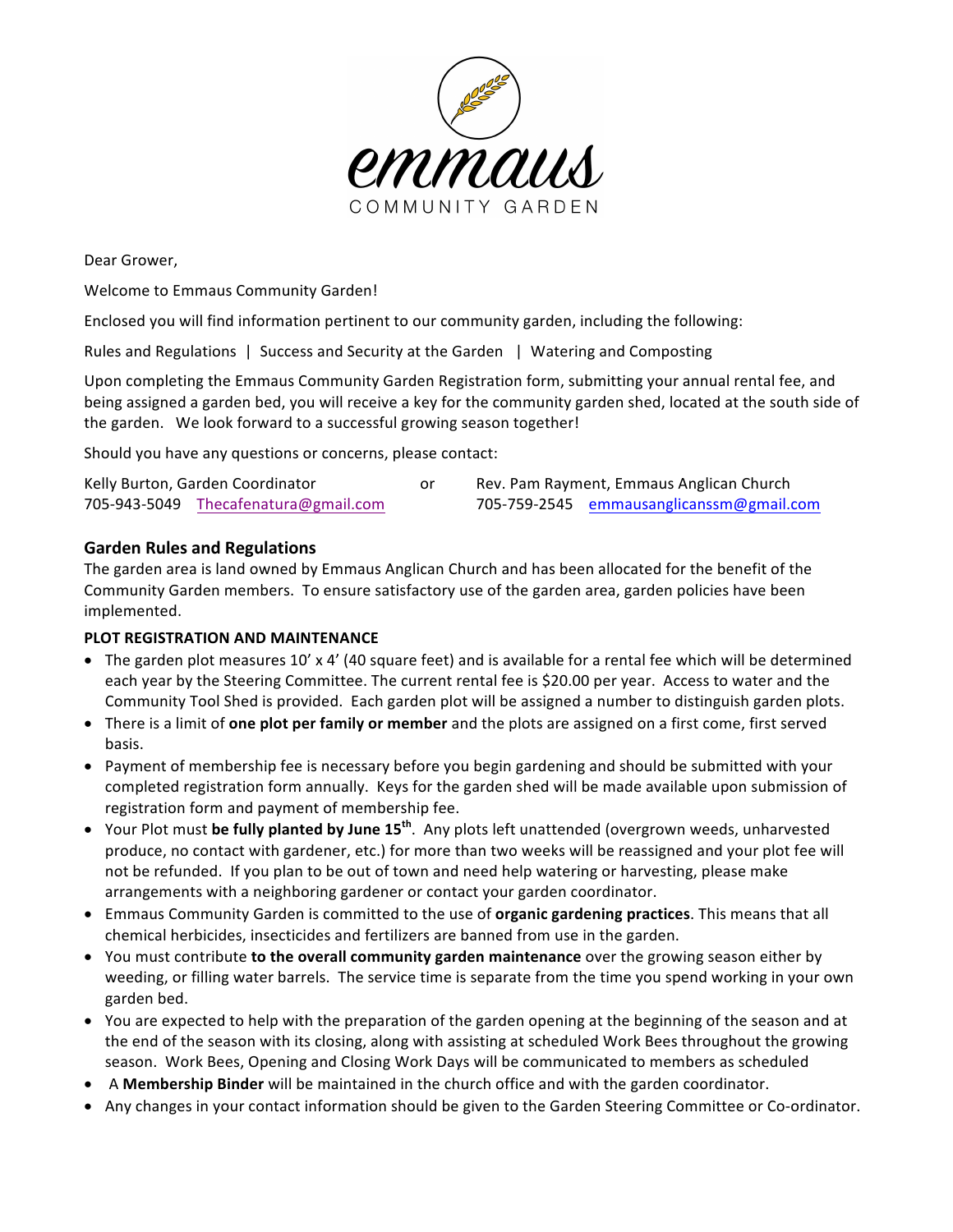emmaus

COMMUNITY GARDEN

Dear Grower,

Welcome to Emmaus Community Garden!

Enclosed you will find information pertinent to our community garden, including the following:

Rules and Regulations | Success and Security at the Garden | Watering and Composting

Upon completing the Emmaus Community Garden Registration form, submitting your annual rental fee, and being assigned a garden bed, you will receive a key for the community garden shed, located at the south side of the garden. We look forward to a successful growing season together!

Should you have any questions or concerns, please contact:

Kelly Burton, Garden Coordinator
705-943-5049 Thecafenatura@gmail.com

or

Rev. Pam Rayment, Emmaus Anglican Church
705-759-2545 emmausanglicanssm@gmail.com

## Garden Rules and Regulations

The garden area is land owned by Emmaus Anglican Church and has been allocated for the benefit of the Community Garden members. To ensure satisfactory use of the garden area, garden policies have been implemented.

**PLOT REGISTRATION AND MAINTENANCE**

- The garden plot measures 10' x 4' (40 square feet) and is available for a rental fee which will be determined each year by the Steering Committee. The current rental fee is $20.00 per year. Access to water and the Community Tool Shed is provided. Each garden plot will be assigned a number to distinguish garden plots.
- There is a limit of **one plot per family or member** and the plots are assigned on a first come, first served basis.
- Payment of membership fee is necessary before you begin gardening and should be submitted with your completed registration form annually. Keys for the garden shed will be made available upon submission of registration form and payment of membership fee.
- Your Plot must **be fully planted by June 15th**. Any plots left unattended (overgrown weeds, unharvested produce, no contact with gardener, etc.) for more than two weeks will be reassigned and your plot fee will not be refunded. If you plan to be out of town and need help watering or harvesting, please make arrangements with a neighboring gardener or contact your garden coordinator.
- Emmaus Community Garden is committed to the use of **organic gardening practices**. This means that all chemical herbicides, insecticides and fertilizers are banned from use in the garden.
- You must contribute **to the overall community garden maintenance** over the growing season either by weeding, or filling water barrels. The service time is separate from the time you spend working in your own garden bed.
- You are expected to help with the preparation of the garden opening at the beginning of the season and at the end of the season with its closing, along with assisting at scheduled Work Bees throughout the growing season. Work Bees, Opening and Closing Work Days will be communicated to members as scheduled
- A **Membership Binder** will be maintained in the church office and with the garden coordinator.
- Any changes in your contact information should be given to the Garden Steering Committee or Co-ordinator.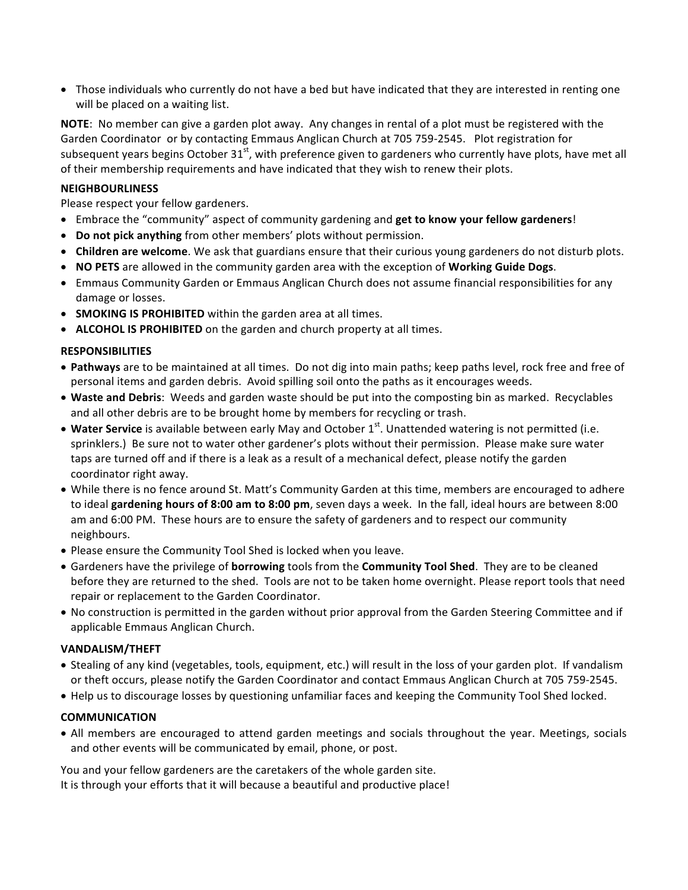- Those individuals who currently do not have a bed but have indicated that they are interested in renting one will be placed on a waiting list.

**NOTE**: No member can give a garden plot away. Any changes in rental of a plot must be registered with the Garden Coordinator or by contacting Emmaus Anglican Church at 705 759-2545. Plot registration for subsequent years begins October 31st, with preference given to gardeners who currently have plots, have met all of their membership requirements and have indicated that they wish to renew their plots.

**NEIGHBOURLINESS**

Please respect your fellow gardeners.

- Embrace the "community" aspect of community gardening and **get to know your fellow gardeners**!
- **Do not pick anything** from other members' plots without permission.
- **Children are welcome**. We ask that guardians ensure that their curious young gardeners do not disturb plots.
- **NO PETS** are allowed in the community garden area with the exception of **Working Guide Dogs**.
- Emmaus Community Garden or Emmaus Anglican Church does not assume financial responsibilities for any damage or losses.
- **SMOKING IS PROHIBITED** within the garden area at all times.
- **ALCOHOL IS PROHIBITED** on the garden and church property at all times.

**RESPONSIBILITIES**

- **Pathways** are to be maintained at all times. Do not dig into main paths; keep paths level, rock free and free of personal items and garden debris. Avoid spilling soil onto the paths as it encourages weeds.
- **Waste and Debris**: Weeds and garden waste should be put into the composting bin as marked. Recyclables and all other debris are to be brought home by members for recycling or trash.
- **Water Service** is available between early May and October 1st. Unattended watering is not permitted (i.e. sprinklers.) Be sure not to water other gardener's plots without their permission. Please make sure water taps are turned off and if there is a leak as a result of a mechanical defect, please notify the garden coordinator right away.
- While there is no fence around St. Matt's Community Garden at this time, members are encouraged to adhere to ideal **gardening hours of 8:00 am to 8:00 pm**, seven days a week. In the fall, ideal hours are between 8:00 am and 6:00 PM. These hours are to ensure the safety of gardeners and to respect our community neighbours.
- Please ensure the Community Tool Shed is locked when you leave.
- Gardeners have the privilege of **borrowing** tools from the **Community Tool Shed**. They are to be cleaned before they are returned to the shed. Tools are not to be taken home overnight. Please report tools that need repair or replacement to the Garden Coordinator.
- No construction is permitted in the garden without prior approval from the Garden Steering Committee and if applicable Emmaus Anglican Church.

**VANDALISM/THEFT**

- Stealing of any kind (vegetables, tools, equipment, etc.) will result in the loss of your garden plot. If vandalism or theft occurs, please notify the Garden Coordinator and contact Emmaus Anglican Church at 705 759-2545.
- Help us to discourage losses by questioning unfamiliar faces and keeping the Community Tool Shed locked.

**COMMUNICATION**

- All members are encouraged to attend garden meetings and socials throughout the year. Meetings, socials and other events will be communicated by email, phone, or post.

You and your fellow gardeners are the caretakers of the whole garden site.
It is through your efforts that it will because a beautiful and productive place!